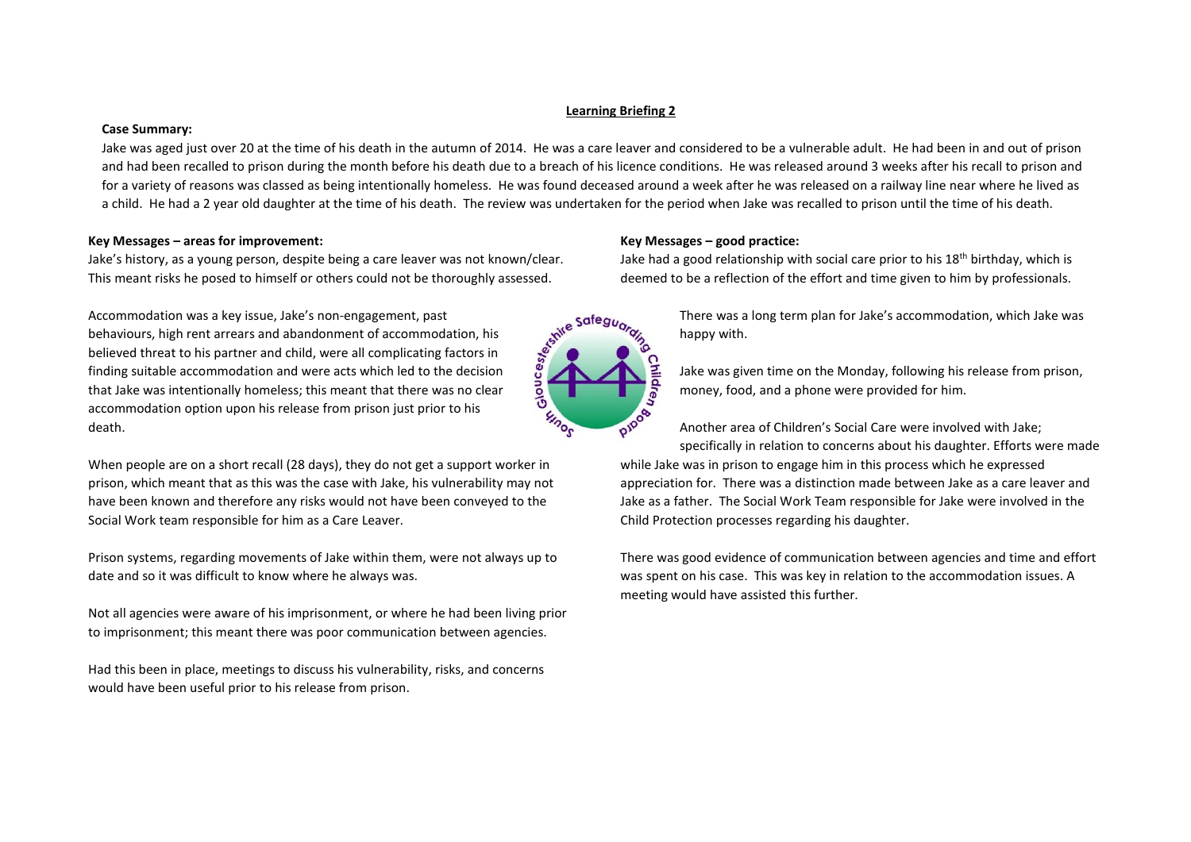## Learning Briefing 2

**Case Summary:**

Jake was aged just over 20 at the time of his death in the autumn of 2014. He was a care leaver and considered to be a vulnerable adult. He had been in and out of prison and had been recalled to prison during the month before his death due to a breach of his licence conditions. He was released around 3 weeks after his recall to prison and for a variety of reasons was classed as being intentionally homeless. He was found deceased around a week after he was released on a railway line near where he lived as a child. He had a 2 year old daughter at the time of his death. The review was undertaken for the period when Jake was recalled to prison until the time of his death.

**Key Messages – areas for improvement:**

Jake's history, as a young person, despite being a care leaver was not known/clear. This meant risks he posed to himself or others could not be thoroughly assessed.

Accommodation was a key issue, Jake's non-engagement, past behaviours, high rent arrears and abandonment of accommodation, his believed threat to his partner and child, were all complicating factors in finding suitable accommodation and were acts which led to the decision that Jake was intentionally homeless; this meant that there was no clear accommodation option upon his release from prison just prior to his death.

When people are on a short recall (28 days), they do not get a support worker in prison, which meant that as this was the case with Jake, his vulnerability may not have been known and therefore any risks would not have been conveyed to the Social Work team responsible for him as a Care Leaver.

Prison systems, regarding movements of Jake within them, were not always up to date and so it was difficult to know where he always was.

Not all agencies were aware of his imprisonment, or where he had been living prior to imprisonment; this meant there was poor communication between agencies.

Had this been in place, meetings to discuss his vulnerability, risks, and concerns would have been useful prior to his release from prison.

**Key Messages – good practice:**

Jake had a good relationship with social care prior to his 18th birthday, which is deemed to be a reflection of the effort and time given to him by professionals.

There was a long term plan for Jake's accommodation, which Jake was happy with.

Jake was given time on the Monday, following his release from prison, money, food, and a phone were provided for him.

Another area of Children's Social Care were involved with Jake; specifically in relation to concerns about his daughter. Efforts were made while Jake was in prison to engage him in this process which he expressed appreciation for. There was a distinction made between Jake as a care leaver and Jake as a father. The Social Work Team responsible for Jake were involved in the Child Protection processes regarding his daughter.

There was good evidence of communication between agencies and time and effort was spent on his case. This was key in relation to the accommodation issues. A meeting would have assisted this further.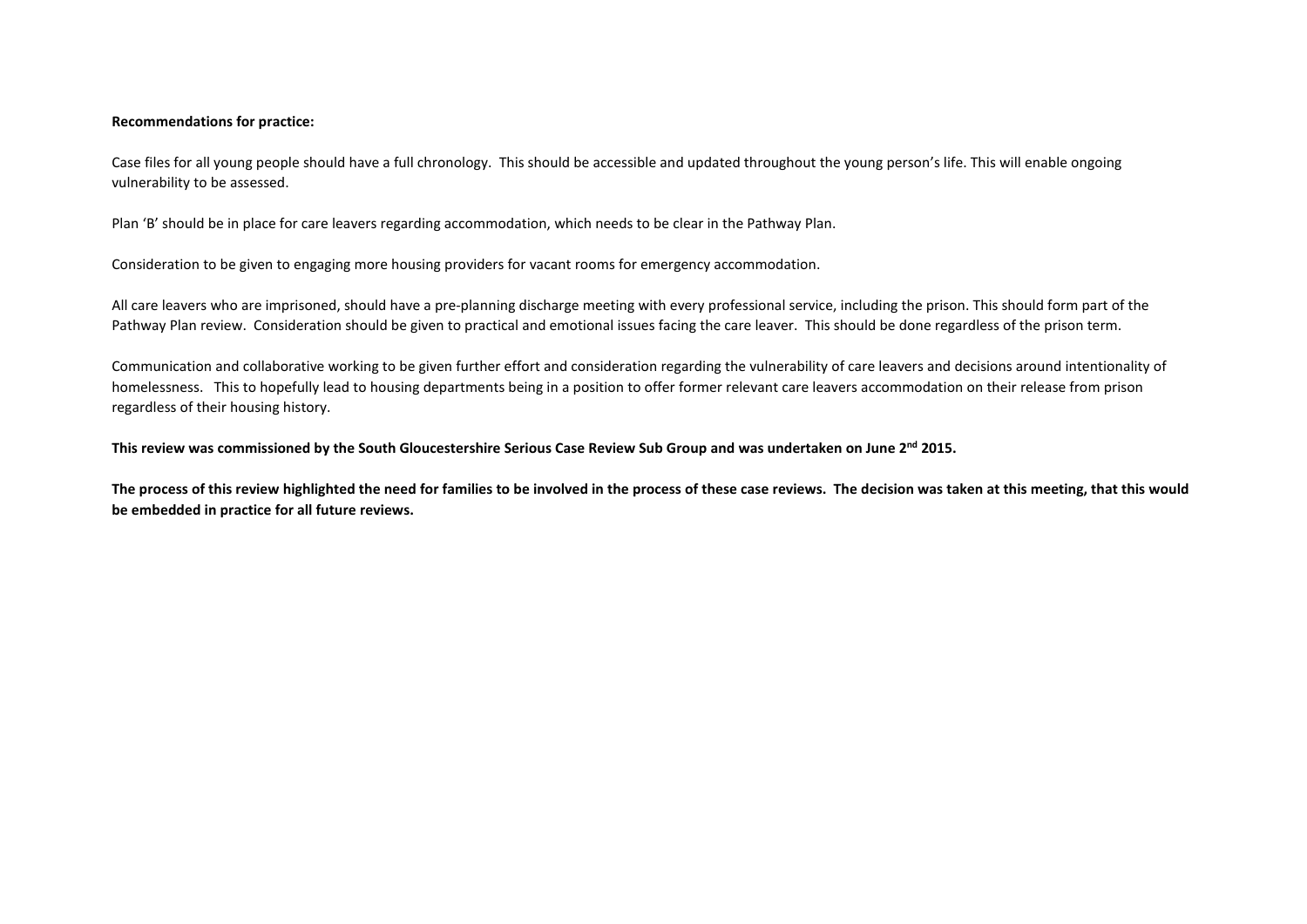**Recommendations for practice:**

Case files for all young people should have a full chronology. This should be accessible and updated throughout the young person's life. This will enable ongoing vulnerability to be assessed.

Plan 'B' should be in place for care leavers regarding accommodation, which needs to be clear in the Pathway Plan.

Consideration to be given to engaging more housing providers for vacant rooms for emergency accommodation.

All care leavers who are imprisoned, should have a pre-planning discharge meeting with every professional service, including the prison. This should form part of the Pathway Plan review. Consideration should be given to practical and emotional issues facing the care leaver. This should be done regardless of the prison term.

Communication and collaborative working to be given further effort and consideration regarding the vulnerability of care leavers and decisions around intentionality of homelessness. This to hopefully lead to housing departments being in a position to offer former relevant care leavers accommodation on their release from prison regardless of their housing history.

**This review was commissioned by the South Gloucestershire Serious Case Review Sub Group and was undertaken on June 2nd 2015.**

**The process of this review highlighted the need for families to be involved in the process of these case reviews. The decision was taken at this meeting, that this would be embedded in practice for all future reviews.**